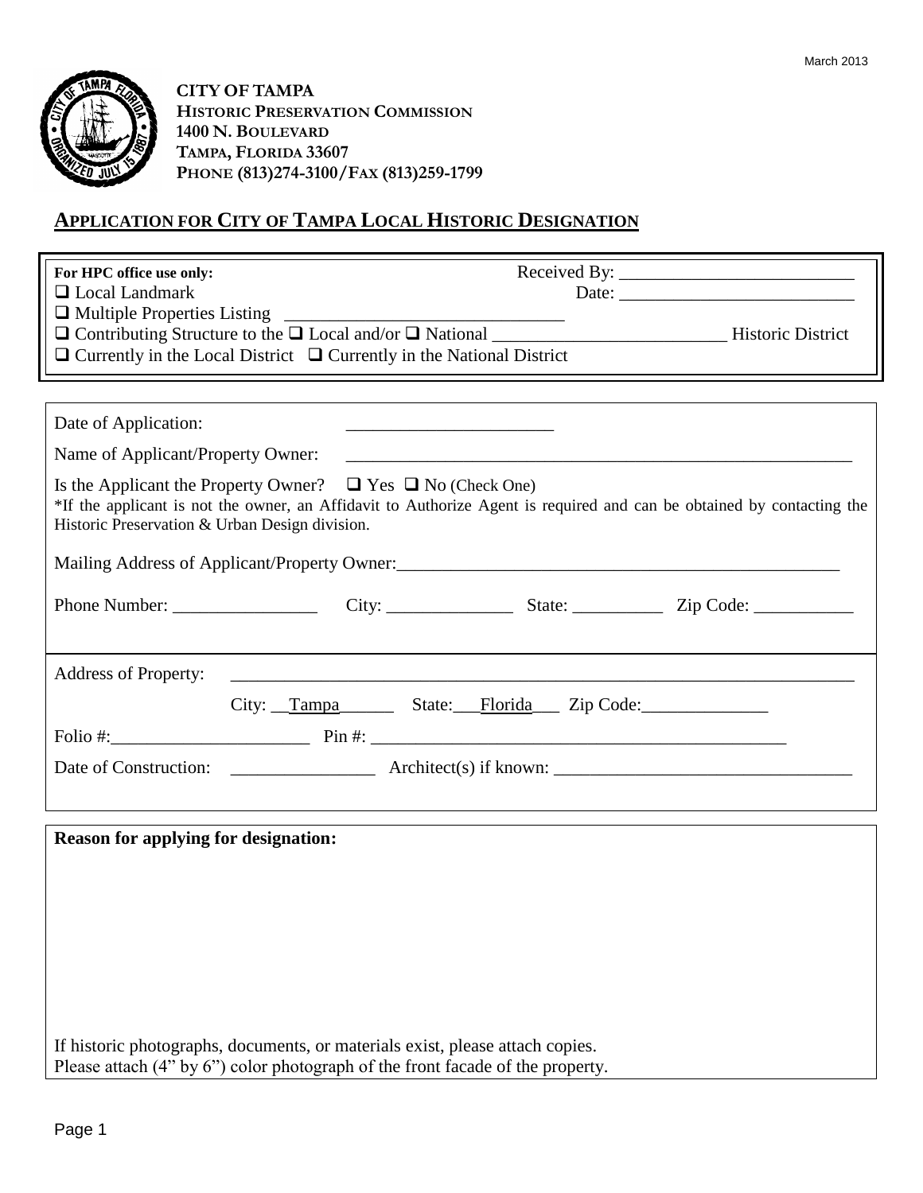March 2013

**CITY OF TAMPA**
**HISTORIC PRESERVATION COMMISSION**
**1400 N. BOULEVARD**
**TAMPA, FLORIDA 33607**
**PHONE (813)274-3100/FAX (813)259-1799**

## APPLICATION FOR CITY OF TAMPA LOCAL HISTORIC DESIGNATION

**For HPC office use only:** Received By: __________________________

❑ Local Landmark Date: __________________________

❑ Multiple Properties Listing ______________________________

❑ Contributing Structure to the ❑ Local and/or ❑ National _________________________ Historic District

❑ Currently in the Local District ❑ Currently in the National District

---

Date of Application: _______________________

Name of Applicant/Property Owner: _________________________________________________________

Is the Applicant the Property Owner? ❑ Yes ❑ No (Check One)

*If the applicant is not the owner, an Affidavit to Authorize Agent is required and can be obtained by contacting the Historic Preservation & Urban Design division.

Mailing Address of Applicant/Property Owner:__________________________________________________

Phone Number: ________________ City: ______________ State: __________ Zip Code: ___________

---

Address of Property: ______________________________________________________________________

City: __Tampa______ State:___Florida___ Zip Code:______________

Folio #:______________________ Pin #: ______________________________________________

Date of Construction: ________________ Architect(s) if known: ________________________________

---

**Reason for applying for designation:**

If historic photographs, documents, or materials exist, please attach copies.
Please attach (4" by 6") color photograph of the front facade of the property.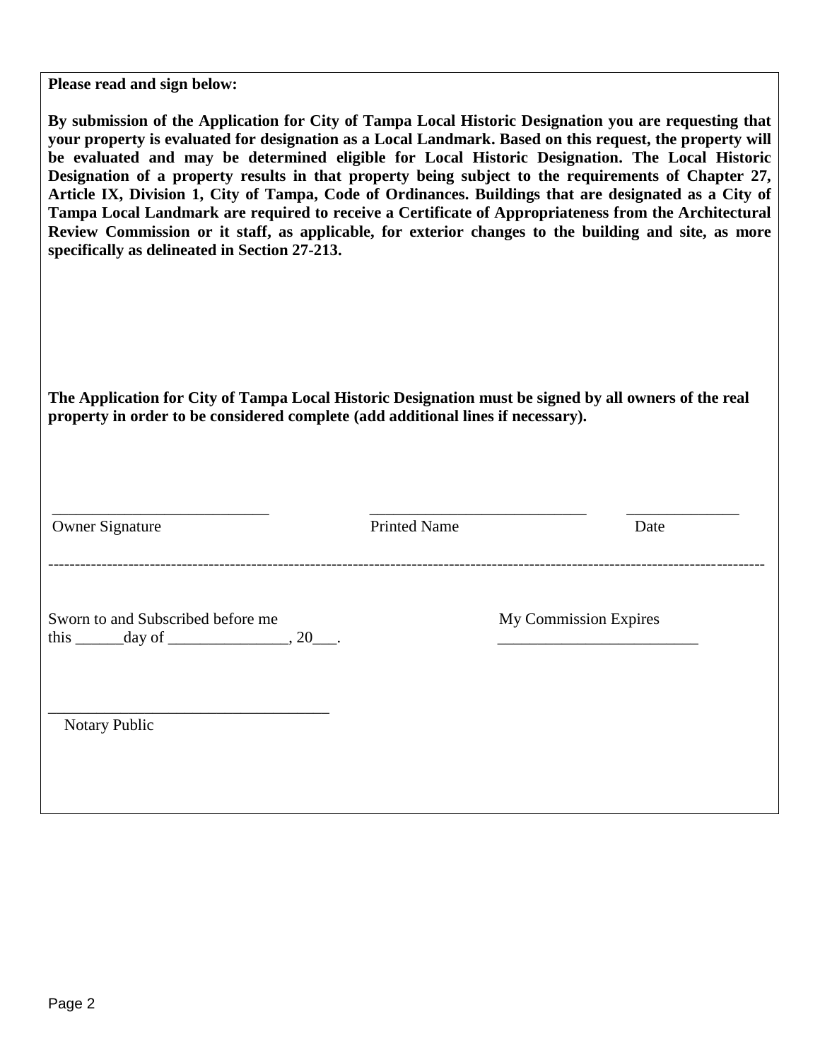**Please read and sign below:**

**By submission of the Application for City of Tampa Local Historic Designation you are requesting that your property is evaluated for designation as a Local Landmark. Based on this request, the property will be evaluated and may be determined eligible for Local Historic Designation. The Local Historic Designation of a property results in that property being subject to the requirements of Chapter 27, Article IX, Division 1, City of Tampa, Code of Ordinances. Buildings that are designated as a City of Tampa Local Landmark are required to receive a Certificate of Appropriateness from the Architectural Review Commission or it staff, as applicable, for exterior changes to the building and site, as more specifically as delineated in Section 27-213.**

**The Application for City of Tampa Local Historic Designation must be signed by all owners of the real property in order to be considered complete (add additional lines if necessary).**

| | | |
|---|---|---|
| ___________________________ | ___________________________ | ______________ |
| Owner Signature | Printed Name | Date |

---

Sworn to and Subscribed before me
this ______day of _______________, 20___.

My Commission Expires
_________________________

___________________________________
Notary Public